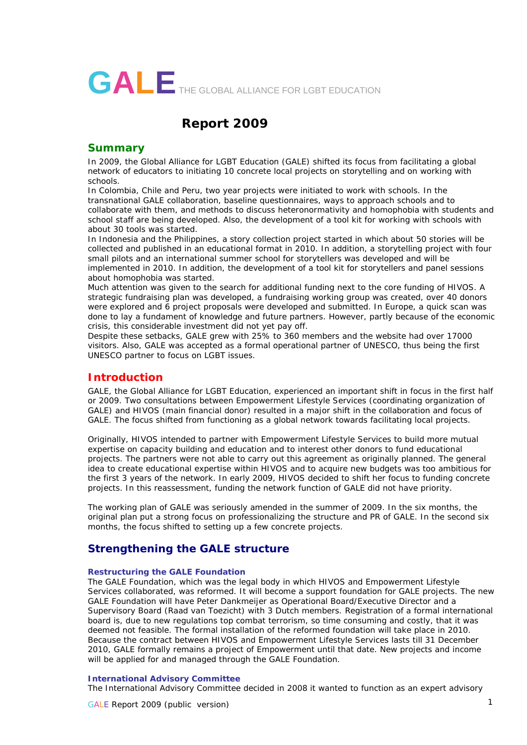# GALE THE GLOBAL ALLIANCE FOR LGBT EDUCATION

# Report 2009

## Summary

In 2009, the Global Alliance for LGBT Education (GALE) shifted its focus from facilitating a global network of educators to initiating 10 concrete local projects on storytelling and on working with schools.
In Colombia, Chile and Peru, two year projects were initiated to work with schools. In the transnational GALE collaboration, baseline questionnaires, ways to approach schools and to collaborate with them, and methods to discuss heteronormativity and homophobia with students and school staff are being developed. Also, the development of a tool kit for working with schools with about 30 tools was started.
In Indonesia and the Philippines, a story collection project started in which about 50 stories will be collected and published in an educational format in 2010. In addition, a storytelling project with four small pilots and an international summer school for storytellers was developed and will be implemented in 2010. In addition, the development of a tool kit for storytellers and panel sessions about homophobia was started.
Much attention was given to the search for additional funding next to the core funding of HIVOS. A strategic fundraising plan was developed, a fundraising working group was created, over 40 donors were explored and 6 project proposals were developed and submitted. In Europe, a quick scan was done to lay a fundament of knowledge and future partners. However, partly because of the economic crisis, this considerable investment did not yet pay off.
Despite these setbacks, GALE grew with 25% to 360 members and the website had over 17000 visitors. Also, GALE was accepted as a formal operational partner of UNESCO, thus being the first UNESCO partner to focus on LGBT issues.

## Introduction

GALE, the Global Alliance for LGBT Education, experienced an important shift in focus in the first half or 2009. Two consultations between Empowerment Lifestyle Services (coordinating organization of GALE) and HIVOS (main financial donor) resulted in a major shift in the collaboration and focus of GALE. The focus shifted from functioning as a global network towards facilitating local projects.

Originally, HIVOS intended to partner with Empowerment Lifestyle Services to build more mutual expertise on capacity building and education and to interest other donors to fund educational projects. The partners were not able to carry out this agreement as originally planned. The general idea to create educational expertise within HIVOS and to acquire new budgets was too ambitious for the first 3 years of the network. In early 2009, HIVOS decided to shift her focus to funding concrete projects. In this reassessment, funding the network function of GALE did not have priority.

The working plan of GALE was seriously amended in the summer of 2009. In the six months, the original plan put a strong focus on professionalizing the structure and PR of GALE. In the second six months, the focus shifted to setting up a few concrete projects.

## Strengthening the GALE structure

### Restructuring the GALE Foundation

The GALE Foundation, which was the legal body in which HIVOS and Empowerment Lifestyle Services collaborated, was reformed. It will become a support foundation for GALE projects. The new GALE Foundation will have Peter Dankmeijer as Operational Board/Executive Director and a Supervisory Board (Raad van Toezicht) with 3 Dutch members. Registration of a formal international board is, due to new regulations top combat terrorism, so time consuming and costly, that it was deemed not feasible. The formal installation of the reformed foundation will take place in 2010. Because the contract between HIVOS and Empowerment Lifestyle Services lasts till 31 December 2010, GALE formally remains a project of Empowerment until that date. New projects and income will be applied for and managed through the GALE Foundation.

### International Advisory Committee

The International Advisory Committee decided in 2008 it wanted to function as an expert advisory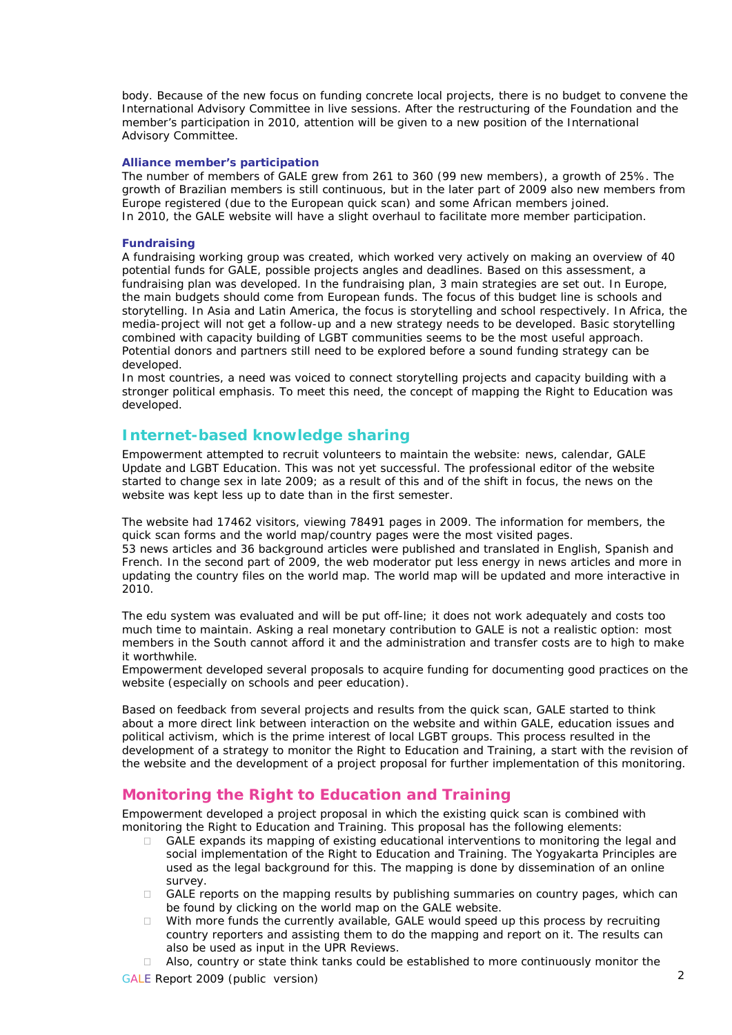body. Because of the new focus on funding concrete local projects, there is no budget to convene the International Advisory Committee in live sessions. After the restructuring of the Foundation and the member's participation in 2010, attention will be given to a new position of the International Advisory Committee.

### Alliance member's participation

The number of members of GALE grew from 261 to 360 (99 new members), a growth of 25%. The growth of Brazilian members is still continuous, but in the later part of 2009 also new members from Europe registered (due to the European quick scan) and some African members joined.
In 2010, the GALE website will have a slight overhaul to facilitate more member participation.

### Fundraising

A fundraising working group was created, which worked very actively on making an overview of 40 potential funds for GALE, possible projects angles and deadlines. Based on this assessment, a fundraising plan was developed. In the fundraising plan, 3 main strategies are set out. In Europe, the main budgets should come from European funds. The focus of this budget line is schools and storytelling. In Asia and Latin America, the focus is storytelling and school respectively. In Africa, the media-project will not get a follow-up and a new strategy needs to be developed. Basic storytelling combined with capacity building of LGBT communities seems to be the most useful approach. Potential donors and partners still need to be explored before a sound funding strategy can be developed.
In most countries, a need was voiced to connect storytelling projects and capacity building with a stronger political emphasis. To meet this need, the concept of mapping the Right to Education was developed.

## Internet-based knowledge sharing

Empowerment attempted to recruit volunteers to maintain the website: news, calendar, GALE Update and LGBT Education. This was not yet successful. The professional editor of the website started to change sex in late 2009; as a result of this and of the shift in focus, the news on the website was kept less up to date than in the first semester.

The website had 17462 visitors, viewing 78491 pages in 2009. The information for members, the quick scan forms and the world map/country pages were the most visited pages.
53 news articles and 36 background articles were published and translated in English, Spanish and French. In the second part of 2009, the web moderator put less energy in news articles and more in updating the country files on the world map. The world map will be updated and more interactive in 2010.

The edu system was evaluated and will be put off-line; it does not work adequately and costs too much time to maintain. Asking a real monetary contribution to GALE is not a realistic option: most members in the South cannot afford it and the administration and transfer costs are to high to make it worthwhile.
Empowerment developed several proposals to acquire funding for documenting good practices on the website (especially on schools and peer education).

Based on feedback from several projects and results from the quick scan, GALE started to think about a more direct link between interaction on the website and within GALE, education issues and political activism, which is the prime interest of local LGBT groups. This process resulted in the development of a strategy to monitor the Right to Education and Training, a start with the revision of the website and the development of a project proposal for further implementation of this monitoring.

## Monitoring the Right to Education and Training

Empowerment developed a project proposal in which the existing quick scan is combined with monitoring the Right to Education and Training. This proposal has the following elements:

- GALE expands its mapping of existing educational interventions to monitoring the legal and social implementation of the Right to Education and Training. The Yogyakarta Principles are used as the legal background for this. The mapping is done by dissemination of an online survey.
- GALE reports on the mapping results by publishing summaries on country pages, which can be found by clicking on the world map on the GALE website.
- With more funds the currently available, GALE would speed up this process by recruiting country reporters and assisting them to do the mapping and report on it. The results can also be used as input in the UPR Reviews.
- Also, country or state think tanks could be established to more continuously monitor the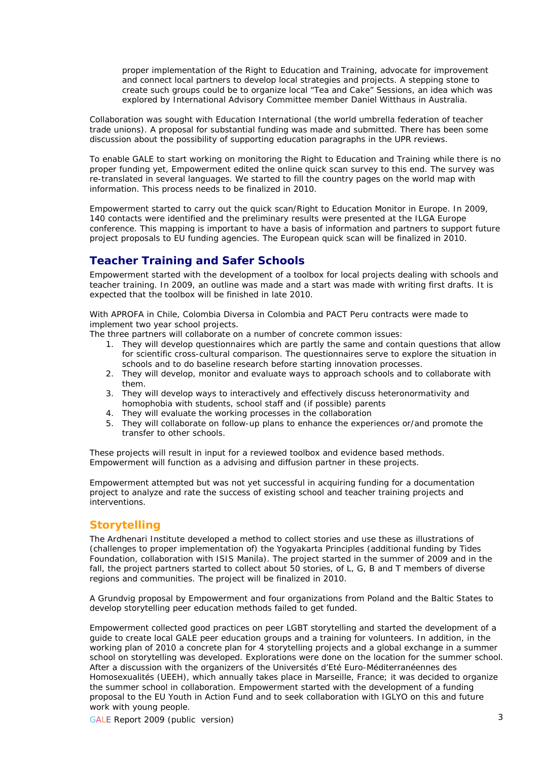proper implementation of the Right to Education and Training, advocate for improvement and connect local partners to develop local strategies and projects. A stepping stone to create such groups could be to organize local "Tea and Cake" Sessions, an idea which was explored by International Advisory Committee member Daniel Witthaus in Australia.

Collaboration was sought with Education International (the world umbrella federation of teacher trade unions). A proposal for substantial funding was made and submitted. There has been some discussion about the possibility of supporting education paragraphs in the UPR reviews.

To enable GALE to start working on monitoring the Right to Education and Training while there is no proper funding yet, Empowerment edited the online quick scan survey to this end. The survey was re-translated in several languages. We started to fill the country pages on the world map with information. This process needs to be finalized in 2010.

Empowerment started to carry out the quick scan/Right to Education Monitor in Europe. In 2009, 140 contacts were identified and the preliminary results were presented at the ILGA Europe conference. This mapping is important to have a basis of information and partners to support future project proposals to EU funding agencies. The European quick scan will be finalized in 2010.

## Teacher Training and Safer Schools

Empowerment started with the development of a toolbox for local projects dealing with schools and teacher training. In 2009, an outline was made and a start was made with writing first drafts. It is expected that the toolbox will be finished in late 2010.

With APROFA in Chile, Colombia Diversa in Colombia and PACT Peru contracts were made to implement two year school projects.
The three partners will collaborate on a number of concrete common issues:

1. They will develop questionnaires which are partly the same and contain questions that allow for scientific cross-cultural comparison. The questionnaires serve to explore the situation in schools and to do baseline research before starting innovation processes.
2. They will develop, monitor and evaluate ways to approach schools and to collaborate with them.
3. They will develop ways to interactively and effectively discuss heteronormativity and homophobia with students, school staff and (if possible) parents
4. They will evaluate the working processes in the collaboration
5. They will collaborate on follow-up plans to enhance the experiences or/and promote the transfer to other schools.

These projects will result in input for a reviewed toolbox and evidence based methods. Empowerment will function as a advising and diffusion partner in these projects.

Empowerment attempted but was not yet successful in acquiring funding for a documentation project to analyze and rate the success of existing school and teacher training projects and interventions.

## Storytelling

The Ardhenari Institute developed a method to collect stories and use these as illustrations of (challenges to proper implementation of) the Yogyakarta Principles (additional funding by Tides Foundation, collaboration with ISIS Manila). The project started in the summer of 2009 and in the fall, the project partners started to collect about 50 stories, of L, G, B and T members of diverse regions and communities. The project will be finalized in 2010.

A Grundvig proposal by Empowerment and four organizations from Poland and the Baltic States to develop storytelling peer education methods failed to get funded.

Empowerment collected good practices on peer LGBT storytelling and started the development of a guide to create local GALE peer education groups and a training for volunteers. In addition, in the working plan of 2010 a concrete plan for 4 storytelling projects and a global exchange in a summer school on storytelling was developed. Explorations were done on the location for the summer school. After a discussion with the organizers of the Universités d'Eté Euro-Méditerranéennes des Homosexualités (UEEH), which annually takes place in Marseille, France; it was decided to organize the summer school in collaboration. Empowerment started with the development of a funding proposal to the EU Youth in Action Fund and to seek collaboration with IGLYO on this and future work with young people.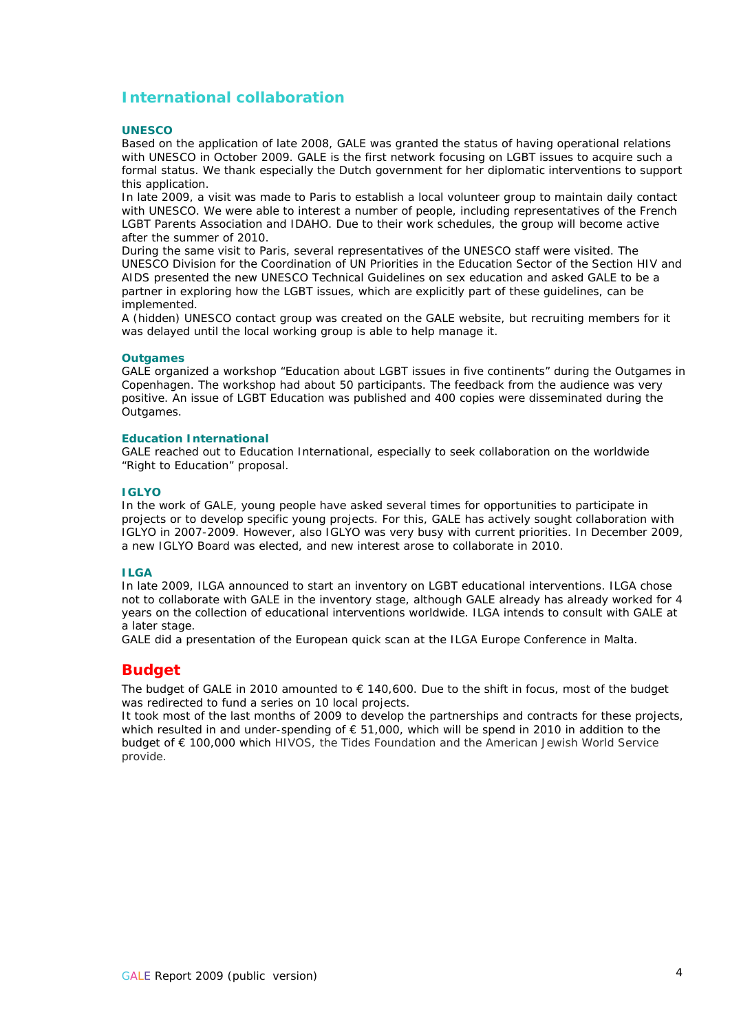## International collaboration

### UNESCO

Based on the application of late 2008, GALE was granted the status of having operational relations with UNESCO in October 2009. GALE is the first network focusing on LGBT issues to acquire such a formal status. We thank especially the Dutch government for her diplomatic interventions to support this application.

In late 2009, a visit was made to Paris to establish a local volunteer group to maintain daily contact with UNESCO. We were able to interest a number of people, including representatives of the French LGBT Parents Association and IDAHO. Due to their work schedules, the group will become active after the summer of 2010.

During the same visit to Paris, several representatives of the UNESCO staff were visited. The UNESCO Division for the Coordination of UN Priorities in the Education Sector of the Section HIV and AIDS presented the new UNESCO Technical Guidelines on sex education and asked GALE to be a partner in exploring how the LGBT issues, which are explicitly part of these guidelines, can be implemented.

A (hidden) UNESCO contact group was created on the GALE website, but recruiting members for it was delayed until the local working group is able to help manage it.

### Outgames

GALE organized a workshop "Education about LGBT issues in five continents" during the Outgames in Copenhagen. The workshop had about 50 participants. The feedback from the audience was very positive. An issue of LGBT Education was published and 400 copies were disseminated during the Outgames.

### Education International

GALE reached out to Education International, especially to seek collaboration on the worldwide "Right to Education" proposal.

### IGLYO

In the work of GALE, young people have asked several times for opportunities to participate in projects or to develop specific young projects. For this, GALE has actively sought collaboration with IGLYO in 2007-2009. However, also IGLYO was very busy with current priorities. In December 2009, a new IGLYO Board was elected, and new interest arose to collaborate in 2010.

### ILGA

In late 2009, ILGA announced to start an inventory on LGBT educational interventions. ILGA chose not to collaborate with GALE in the inventory stage, although GALE already has already worked for 4 years on the collection of educational interventions worldwide. ILGA intends to consult with GALE at a later stage.

GALE did a presentation of the European quick scan at the ILGA Europe Conference in Malta.

## Budget

The budget of GALE in 2010 amounted to € 140,600. Due to the shift in focus, most of the budget was redirected to fund a series on 10 local projects.

It took most of the last months of 2009 to develop the partnerships and contracts for these projects, which resulted in and under-spending of € 51,000, which will be spend in 2010 in addition to the budget of € 100,000 which HIVOS, the Tides Foundation and the American Jewish World Service provide.